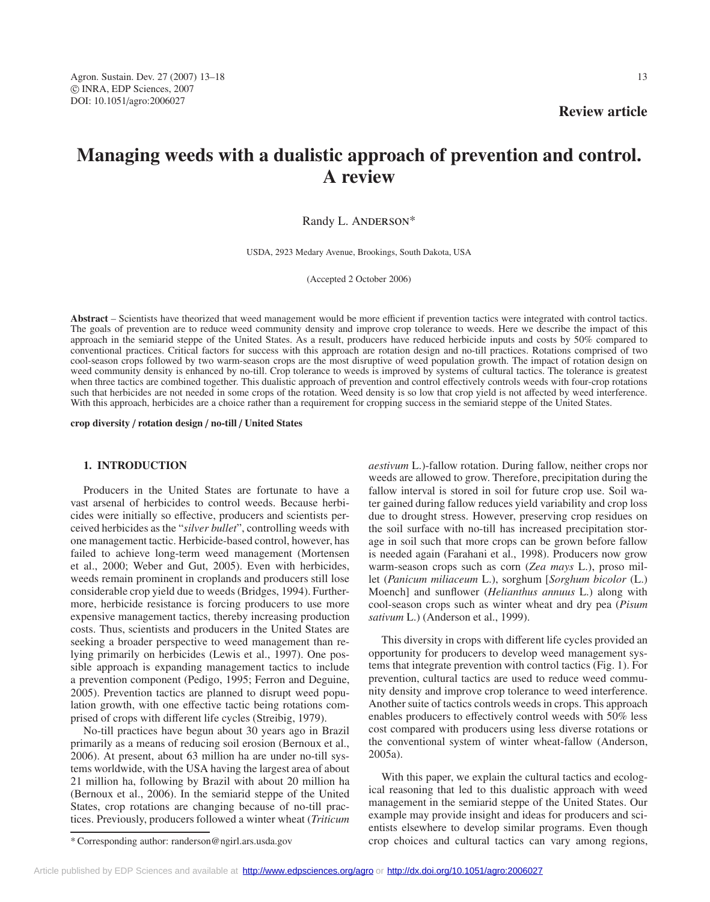Review article

# Managing weeds with a dualistic approach of prevention and control. A review

Randy L. ANDERSON*

USDA, 2923 Medary Avenue, Brookings, South Dakota, USA

(Accepted 2 October 2006)

**Abstract** – Scientists have theorized that weed management would be more efficient if prevention tactics were integrated with control tactics. The goals of prevention are to reduce weed community density and improve crop tolerance to weeds. Here we describe the impact of this approach in the semiarid steppe of the United States. As a result, producers have reduced herbicide inputs and costs by 50% compared to conventional practices. Critical factors for success with this approach are rotation design and no-till practices. Rotations comprised of two cool-season crops followed by two warm-season crops are the most disruptive of weed population growth. The impact of rotation design on weed community density is enhanced by no-till. Crop tolerance to weeds is improved by systems of cultural tactics. The tolerance is greatest when three tactics are combined together. This dualistic approach of prevention and control effectively controls weeds with four-crop rotations such that herbicides are not needed in some crops of the rotation. Weed density is so low that crop yield is not affected by weed interference. With this approach, herbicides are a choice rather than a requirement for cropping success in the semiarid steppe of the United States.

**crop diversity / rotation design / no-till / United States**

## 1. INTRODUCTION

Producers in the United States are fortunate to have a vast arsenal of herbicides to control weeds. Because herbicides were initially so effective, producers and scientists perceived herbicides as the "*silver bullet*", controlling weeds with one management tactic. Herbicide-based control, however, has failed to achieve long-term weed management (Mortensen et al., 2000; Weber and Gut, 2005). Even with herbicides, weeds remain prominent in croplands and producers still lose considerable crop yield due to weeds (Bridges, 1994). Furthermore, herbicide resistance is forcing producers to use more expensive management tactics, thereby increasing production costs. Thus, scientists and producers in the United States are seeking a broader perspective to weed management than relying primarily on herbicides (Lewis et al., 1997). One possible approach is expanding management tactics to include a prevention component (Pedigo, 1995; Ferron and Deguine, 2005). Prevention tactics are planned to disrupt weed population growth, with one effective tactic being rotations comprised of crops with different life cycles (Streibig, 1979).

No-till practices have begun about 30 years ago in Brazil primarily as a means of reducing soil erosion (Bernoux et al., 2006). At present, about 63 million ha are under no-till systems worldwide, with the USA having the largest area of about 21 million ha, following by Brazil with about 20 million ha (Bernoux et al., 2006). In the semiarid steppe of the United States, crop rotations are changing because of no-till practices. Previously, producers followed a winter wheat (*Triticum aestivum* L.)-fallow rotation. During fallow, neither crops nor weeds are allowed to grow. Therefore, precipitation during the fallow interval is stored in soil for future crop use. Soil water gained during fallow reduces yield variability and crop loss due to drought stress. However, preserving crop residues on the soil surface with no-till has increased precipitation storage in soil such that more crops can be grown before fallow is needed again (Farahani et al., 1998). Producers now grow warm-season crops such as corn (*Zea mays* L.), proso millet (*Panicum miliaceum* L.), sorghum [*Sorghum bicolor* (L.) Moench] and sunflower (*Helianthus annuus* L.) along with cool-season crops such as winter wheat and dry pea (*Pisum sativum* L.) (Anderson et al., 1999).

This diversity in crops with different life cycles provided an opportunity for producers to develop weed management systems that integrate prevention with control tactics (Fig. 1). For prevention, cultural tactics are used to reduce weed community density and improve crop tolerance to weed interference. Another suite of tactics controls weeds in crops. This approach enables producers to effectively control weeds with 50% less cost compared with producers using less diverse rotations or the conventional system of winter wheat-fallow (Anderson, 2005a).

With this paper, we explain the cultural tactics and ecological reasoning that led to this dualistic approach with weed management in the semiarid steppe of the United States. Our example may provide insight and ideas for producers and scientists elsewhere to develop similar programs. Even though crop choices and cultural tactics can vary among regions,

* Corresponding author: randerson@ngirl.ars.usda.gov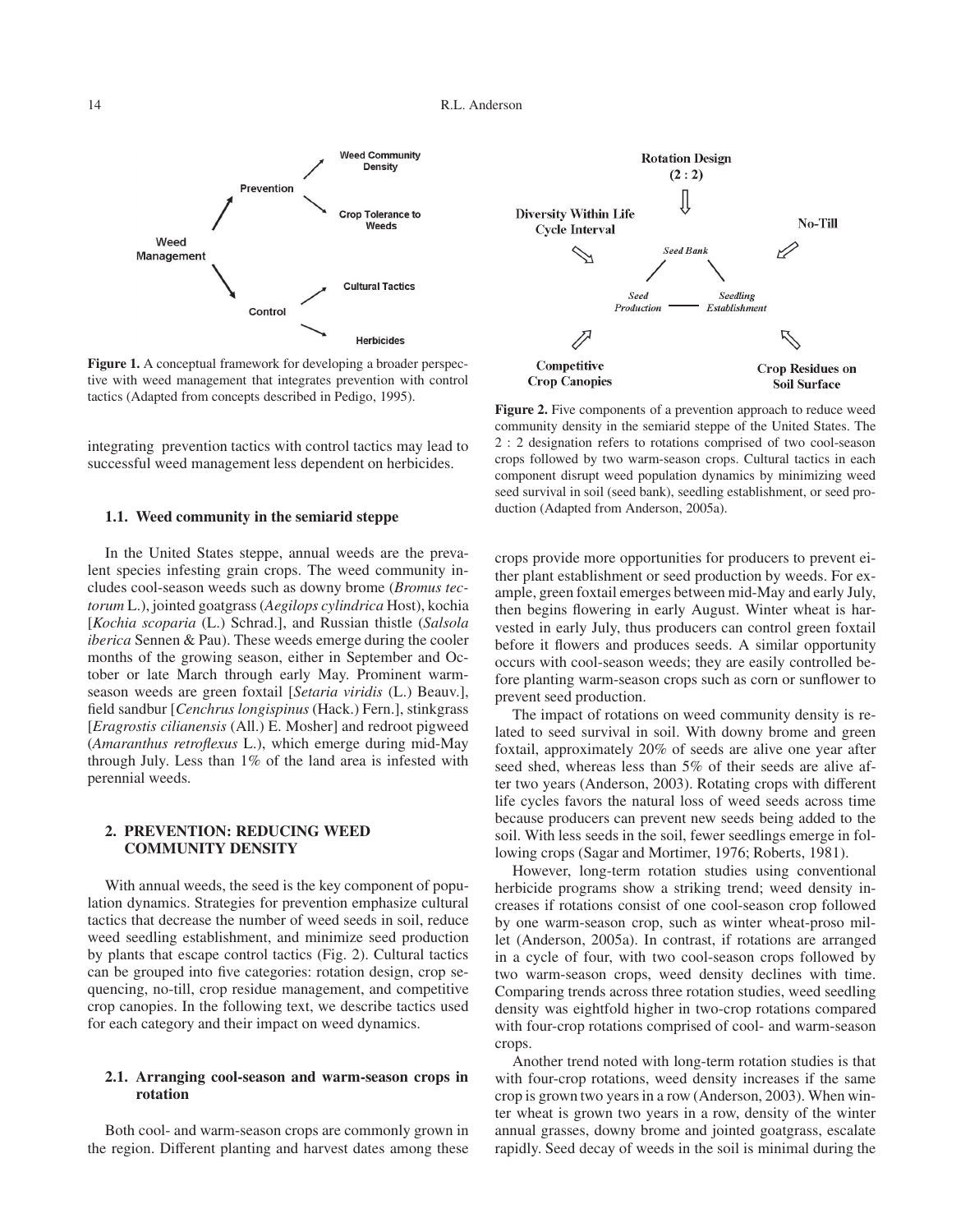Weed Community Density

Prevention

Crop Tolerance to Weeds

Weed Management

Cultural Tactics

Control

Herbicides

**Figure 1.** A conceptual framework for developing a broader perspective with weed management that integrates prevention with control tactics (Adapted from concepts described in Pedigo, 1995).

Rotation Design (2 : 2)

Diversity Within Life Cycle Interval

No-Till

Seed Bank

Seed Production

Seedling Establishment

Competitive Crop Canopies

Crop Residues on Soil Surface

**Figure 2.** Five components of a prevention approach to reduce weed community density in the semiarid steppe of the United States. The 2 : 2 designation refers to rotations comprised of two cool-season crops followed by two warm-season crops. Cultural tactics in each component disrupt weed population dynamics by minimizing weed seed survival in soil (seed bank), seedling establishment, or seed production (Adapted from Anderson, 2005a).

integrating prevention tactics with control tactics may lead to successful weed management less dependent on herbicides.

### 1.1. Weed community in the semiarid steppe

In the United States steppe, annual weeds are the prevalent species infesting grain crops. The weed community includes cool-season weeds such as downy brome (*Bromus tectorum* L.), jointed goatgrass (*Aegilops cylindrica* Host), kochia [*Kochia scoparia* (L.) Schrad.], and Russian thistle (*Salsola iberica* Sennen & Pau). These weeds emerge during the cooler months of the growing season, either in September and October or late March through early May. Prominent warm-season weeds are green foxtail [*Setaria viridis* (L.) Beauv.], field sandbur [*Cenchrus longispinus* (Hack.) Fern.], stinkgrass [*Eragrostis cilianensis* (All.) E. Mosher] and redroot pigweed (*Amaranthus retroflexus* L.), which emerge during mid-May through July. Less than 1% of the land area is infested with perennial weeds.

## 2. PREVENTION: REDUCING WEED COMMUNITY DENSITY

With annual weeds, the seed is the key component of population dynamics. Strategies for prevention emphasize cultural tactics that decrease the number of weed seeds in soil, reduce weed seedling establishment, and minimize seed production by plants that escape control tactics (Fig. 2). Cultural tactics can be grouped into five categories: rotation design, crop sequencing, no-till, crop residue management, and competitive crop canopies. In the following text, we describe tactics used for each category and their impact on weed dynamics.

### 2.1. Arranging cool-season and warm-season crops in rotation

Both cool- and warm-season crops are commonly grown in the region. Different planting and harvest dates among these crops provide more opportunities for producers to prevent either plant establishment or seed production by weeds. For example, green foxtail emerges between mid-May and early July, then begins flowering in early August. Winter wheat is harvested in early July, thus producers can control green foxtail before it flowers and produces seeds. A similar opportunity occurs with cool-season weeds; they are easily controlled before planting warm-season crops such as corn or sunflower to prevent seed production.

The impact of rotations on weed community density is related to seed survival in soil. With downy brome and green foxtail, approximately 20% of seeds are alive one year after seed shed, whereas less than 5% of their seeds are alive after two years (Anderson, 2003). Rotating crops with different life cycles favors the natural loss of weed seeds across time because producers can prevent new seeds being added to the soil. With less seeds in the soil, fewer seedlings emerge in following crops (Sagar and Mortimer, 1976; Roberts, 1981).

However, long-term rotation studies using conventional herbicide programs show a striking trend; weed density increases if rotations consist of one cool-season crop followed by one warm-season crop, such as winter wheat-proso millet (Anderson, 2005a). In contrast, if rotations are arranged in a cycle of four, with two cool-season crops followed by two warm-season crops, weed density declines with time. Comparing trends across three rotation studies, weed seedling density was eightfold higher in two-crop rotations compared with four-crop rotations comprised of cool- and warm-season crops.

Another trend noted with long-term rotation studies is that with four-crop rotations, weed density increases if the same crop is grown two years in a row (Anderson, 2003). When winter wheat is grown two years in a row, density of the winter annual grasses, downy brome and jointed goatgrass, escalate rapidly. Seed decay of weeds in the soil is minimal during the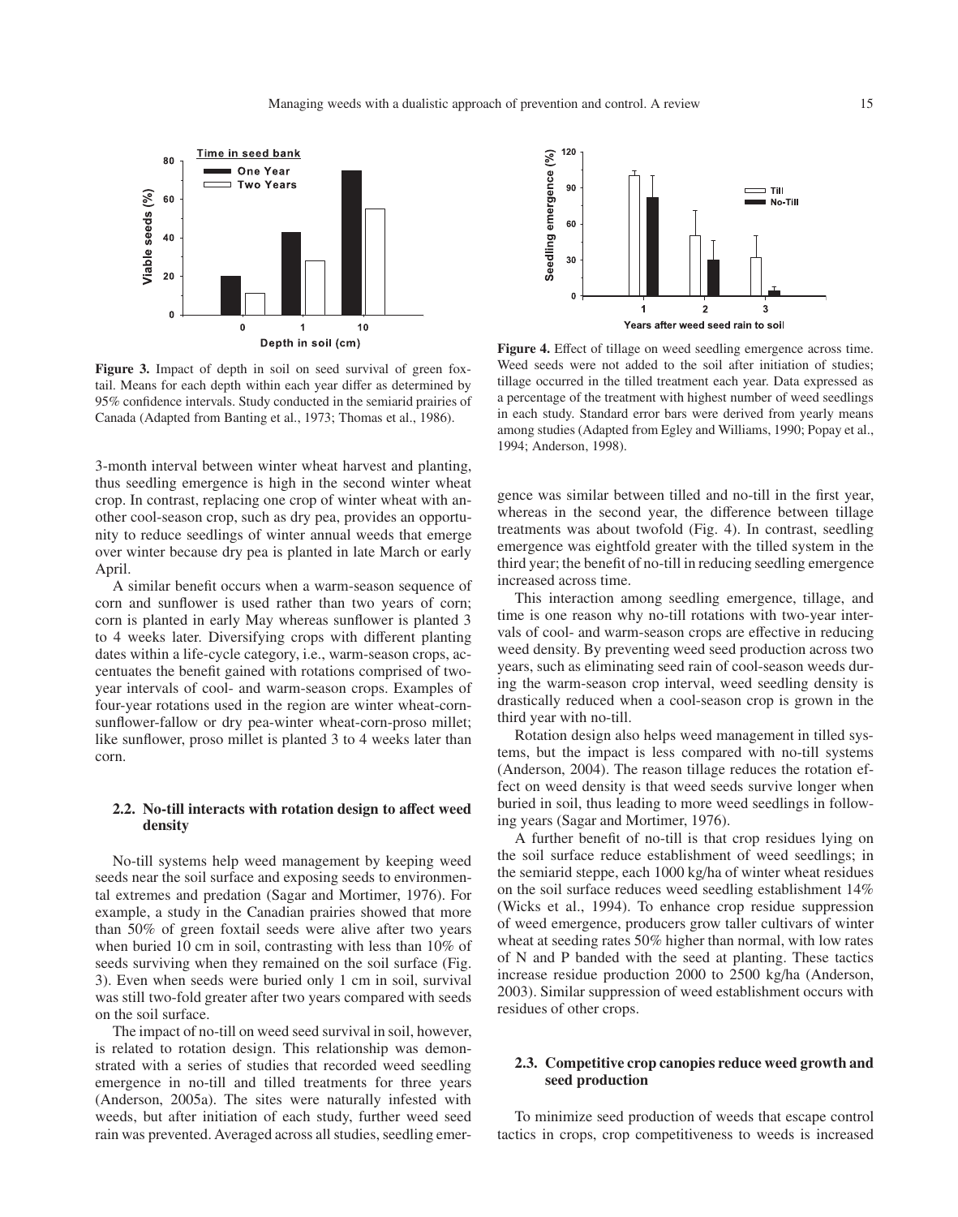**Figure 3.** Impact of depth in soil on seed survival of green foxtail. Means for each depth within each year differ as determined by 95% confidence intervals. Study conducted in the semiarid prairies of Canada (Adapted from Banting et al., 1973; Thomas et al., 1986).

**Figure 4.** Effect of tillage on weed seedling emergence across time. Weed seeds were not added to the soil after initiation of studies; tillage occurred in the tilled treatment each year. Data expressed as a percentage of the treatment with highest number of weed seedlings in each study. Standard error bars were derived from yearly means among studies (Adapted from Egley and Williams, 1990; Popay et al., 1994; Anderson, 1998).

3-month interval between winter wheat harvest and planting, thus seedling emergence is high in the second winter wheat crop. In contrast, replacing one crop of winter wheat with another cool-season crop, such as dry pea, provides an opportunity to reduce seedlings of winter annual weeds that emerge over winter because dry pea is planted in late March or early April.

A similar benefit occurs when a warm-season sequence of corn and sunflower is used rather than two years of corn; corn is planted in early May whereas sunflower is planted 3 to 4 weeks later. Diversifying crops with different planting dates within a life-cycle category, i.e., warm-season crops, accentuates the benefit gained with rotations comprised of two-year intervals of cool- and warm-season crops. Examples of four-year rotations used in the region are winter wheat-corn-sunflower-fallow or dry pea-winter wheat-corn-proso millet; like sunflower, proso millet is planted 3 to 4 weeks later than corn.

### 2.2. No-till interacts with rotation design to affect weed density

No-till systems help weed management by keeping weed seeds near the soil surface and exposing seeds to environmental extremes and predation (Sagar and Mortimer, 1976). For example, a study in the Canadian prairies showed that more than 50% of green foxtail seeds were alive after two years when buried 10 cm in soil, contrasting with less than 10% of seeds surviving when they remained on the soil surface (Fig. 3). Even when seeds were buried only 1 cm in soil, survival was still two-fold greater after two years compared with seeds on the soil surface.

The impact of no-till on weed seed survival in soil, however, is related to rotation design. This relationship was demonstrated with a series of studies that recorded weed seedling emergence in no-till and tilled treatments for three years (Anderson, 2005a). The sites were naturally infested with weeds, but after initiation of each study, further weed seed rain was prevented. Averaged across all studies, seedling emergence was similar between tilled and no-till in the first year, whereas in the second year, the difference between tillage treatments was about twofold (Fig. 4). In contrast, seedling emergence was eightfold greater with the tilled system in the third year; the benefit of no-till in reducing seedling emergence increased across time.

This interaction among seedling emergence, tillage, and time is one reason why no-till rotations with two-year intervals of cool- and warm-season crops are effective in reducing weed density. By preventing weed seed production across two years, such as eliminating seed rain of cool-season weeds during the warm-season crop interval, weed seedling density is drastically reduced when a cool-season crop is grown in the third year with no-till.

Rotation design also helps weed management in tilled systems, but the impact is less compared with no-till systems (Anderson, 2004). The reason tillage reduces the rotation effect on weed density is that weed seeds survive longer when buried in soil, thus leading to more weed seedlings in following years (Sagar and Mortimer, 1976).

A further benefit of no-till is that crop residues lying on the soil surface reduce establishment of weed seedlings; in the semiarid steppe, each 1000 kg/ha of winter wheat residues on the soil surface reduces weed seedling establishment 14% (Wicks et al., 1994). To enhance crop residue suppression of weed emergence, producers grow taller cultivars of winter wheat at seeding rates 50% higher than normal, with low rates of N and P banded with the seed at planting. These tactics increase residue production 2000 to 2500 kg/ha (Anderson, 2003). Similar suppression of weed establishment occurs with residues of other crops.

### 2.3. Competitive crop canopies reduce weed growth and seed production

To minimize seed production of weeds that escape control tactics in crops, crop competitiveness to weeds is increased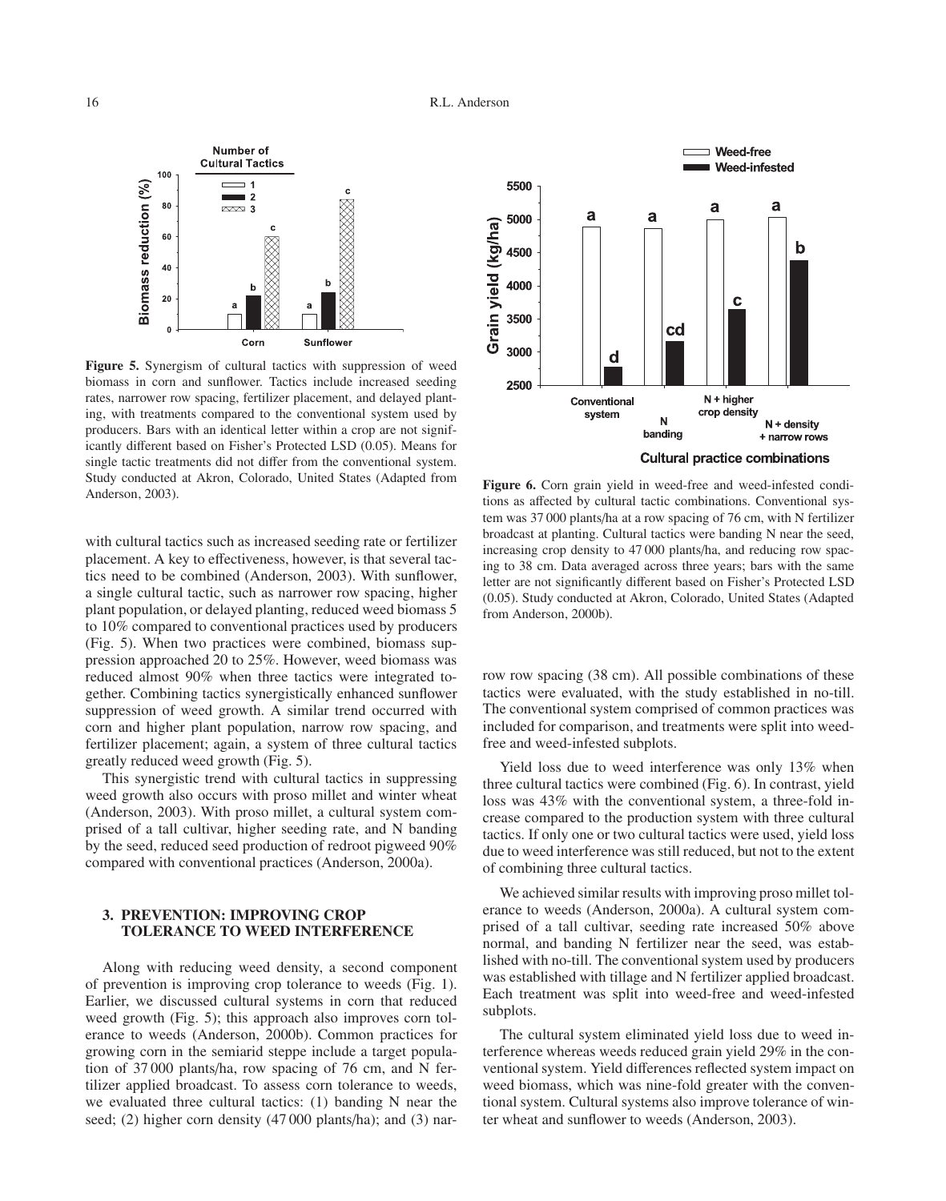**Figure 5.** Synergism of cultural tactics with suppression of weed biomass in corn and sunflower. Tactics include increased seeding rates, narrower row spacing, fertilizer placement, and delayed planting, with treatments compared to the conventional system used by producers. Bars with an identical letter within a crop are not significantly different based on Fisher's Protected LSD (0.05). Means for single tactic treatments did not differ from the conventional system. Study conducted at Akron, Colorado, United States (Adapted from Anderson, 2003).

**Figure 6.** Corn grain yield in weed-free and weed-infested conditions as affected by cultural tactic combinations. Conventional system was 37 000 plants/ha at a row spacing of 76 cm, with N fertilizer broadcast at planting. Cultural tactics were banding N near the seed, increasing crop density to 47 000 plants/ha, and reducing row spacing to 38 cm. Data averaged across three years; bars with the same letter are not significantly different based on Fisher's Protected LSD (0.05). Study conducted at Akron, Colorado, United States (Adapted from Anderson, 2000b).

with cultural tactics such as increased seeding rate or fertilizer placement. A key to effectiveness, however, is that several tactics need to be combined (Anderson, 2003). With sunflower, a single cultural tactic, such as narrower row spacing, higher plant population, or delayed planting, reduced weed biomass 5 to 10% compared to conventional practices used by producers (Fig. 5). When two practices were combined, biomass suppression approached 20 to 25%. However, weed biomass was reduced almost 90% when three tactics were integrated together. Combining tactics synergistically enhanced sunflower suppression of weed growth. A similar trend occurred with corn and higher plant population, narrow row spacing, and fertilizer placement; again, a system of three cultural tactics greatly reduced weed growth (Fig. 5).

This synergistic trend with cultural tactics in suppressing weed growth also occurs with proso millet and winter wheat (Anderson, 2003). With proso millet, a cultural system comprised of a tall cultivar, higher seeding rate, and N banding by the seed, reduced seed production of redroot pigweed 90% compared with conventional practices (Anderson, 2000a).

## 3. PREVENTION: IMPROVING CROP TOLERANCE TO WEED INTERFERENCE

Along with reducing weed density, a second component of prevention is improving crop tolerance to weeds (Fig. 1). Earlier, we discussed cultural systems in corn that reduced weed growth (Fig. 5); this approach also improves corn tolerance to weeds (Anderson, 2000b). Common practices for growing corn in the semiarid steppe include a target population of 37 000 plants/ha, row spacing of 76 cm, and N fertilizer applied broadcast. To assess corn tolerance to weeds, we evaluated three cultural tactics: (1) banding N near the seed; (2) higher corn density (47 000 plants/ha); and (3) narrow row spacing (38 cm). All possible combinations of these tactics were evaluated, with the study established in no-till. The conventional system comprised of common practices was included for comparison, and treatments were split into weed-free and weed-infested subplots.

Yield loss due to weed interference was only 13% when three cultural tactics were combined (Fig. 6). In contrast, yield loss was 43% with the conventional system, a three-fold increase compared to the production system with three cultural tactics. If only one or two cultural tactics were used, yield loss due to weed interference was still reduced, but not to the extent of combining three cultural tactics.

We achieved similar results with improving proso millet tolerance to weeds (Anderson, 2000a). A cultural system comprised of a tall cultivar, seeding rate increased 50% above normal, and banding N fertilizer near the seed, was established with no-till. The conventional system used by producers was established with tillage and N fertilizer applied broadcast. Each treatment was split into weed-free and weed-infested subplots.

The cultural system eliminated yield loss due to weed interference whereas weeds reduced grain yield 29% in the conventional system. Yield differences reflected system impact on weed biomass, which was nine-fold greater with the conventional system. Cultural systems also improve tolerance of winter wheat and sunflower to weeds (Anderson, 2003).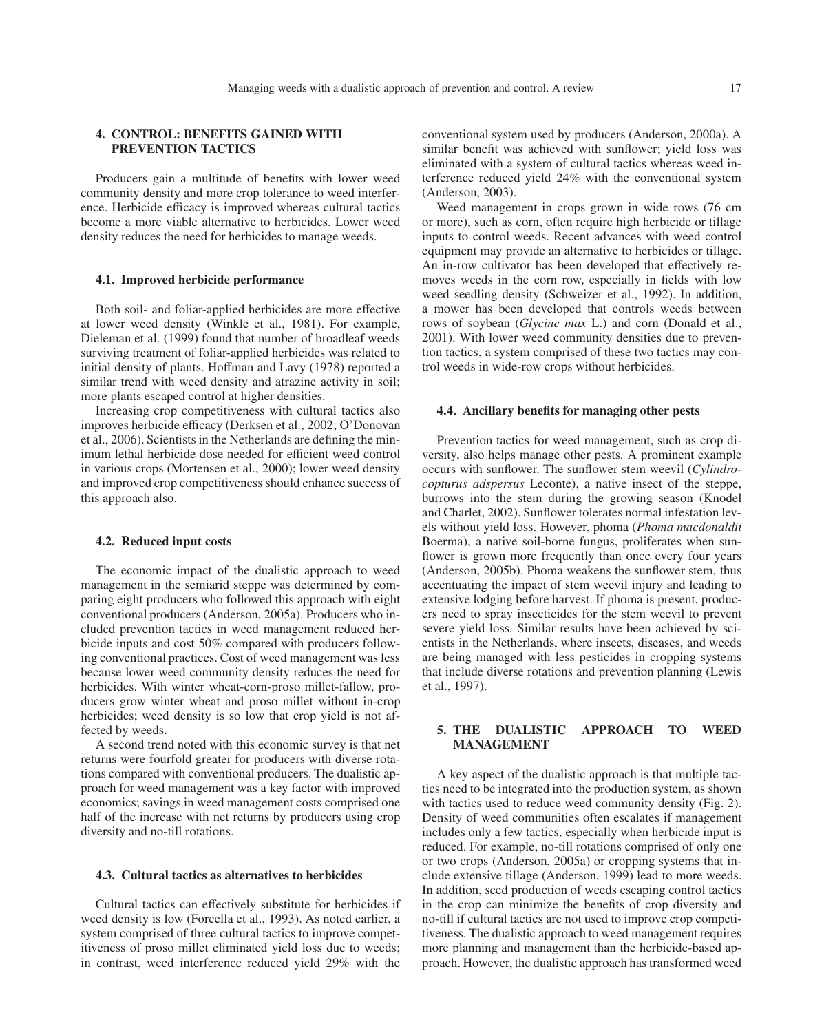## 4. CONTROL: BENEFITS GAINED WITH PREVENTION TACTICS

Producers gain a multitude of benefits with lower weed community density and more crop tolerance to weed interference. Herbicide efficacy is improved whereas cultural tactics become a more viable alternative to herbicides. Lower weed density reduces the need for herbicides to manage weeds.

### 4.1. Improved herbicide performance

Both soil- and foliar-applied herbicides are more effective at lower weed density (Winkle et al., 1981). For example, Dieleman et al. (1999) found that number of broadleaf weeds surviving treatment of foliar-applied herbicides was related to initial density of plants. Hoffman and Lavy (1978) reported a similar trend with weed density and atrazine activity in soil; more plants escaped control at higher densities.

Increasing crop competitiveness with cultural tactics also improves herbicide efficacy (Derksen et al., 2002; O'Donovan et al., 2006). Scientists in the Netherlands are defining the minimum lethal herbicide dose needed for efficient weed control in various crops (Mortensen et al., 2000); lower weed density and improved crop competitiveness should enhance success of this approach also.

### 4.2. Reduced input costs

The economic impact of the dualistic approach to weed management in the semiarid steppe was determined by comparing eight producers who followed this approach with eight conventional producers (Anderson, 2005a). Producers who included prevention tactics in weed management reduced herbicide inputs and cost 50% compared with producers following conventional practices. Cost of weed management was less because lower weed community density reduces the need for herbicides. With winter wheat-corn-proso millet-fallow, producers grow winter wheat and proso millet without in-crop herbicides; weed density is so low that crop yield is not affected by weeds.

A second trend noted with this economic survey is that net returns were fourfold greater for producers with diverse rotations compared with conventional producers. The dualistic approach for weed management was a key factor with improved economics; savings in weed management costs comprised one half of the increase with net returns by producers using crop diversity and no-till rotations.

### 4.3. Cultural tactics as alternatives to herbicides

Cultural tactics can effectively substitute for herbicides if weed density is low (Forcella et al., 1993). As noted earlier, a system comprised of three cultural tactics to improve competitiveness of proso millet eliminated yield loss due to weeds; in contrast, weed interference reduced yield 29% with the conventional system used by producers (Anderson, 2000a). A similar benefit was achieved with sunflower; yield loss was eliminated with a system of cultural tactics whereas weed interference reduced yield 24% with the conventional system (Anderson, 2003).

Weed management in crops grown in wide rows (76 cm or more), such as corn, often require high herbicide or tillage inputs to control weeds. Recent advances with weed control equipment may provide an alternative to herbicides or tillage. An in-row cultivator has been developed that effectively removes weeds in the corn row, especially in fields with low weed seedling density (Schweizer et al., 1992). In addition, a mower has been developed that controls weeds between rows of soybean (*Glycine max* L.) and corn (Donald et al., 2001). With lower weed community densities due to prevention tactics, a system comprised of these two tactics may control weeds in wide-row crops without herbicides.

### 4.4. Ancillary benefits for managing other pests

Prevention tactics for weed management, such as crop diversity, also helps manage other pests. A prominent example occurs with sunflower. The sunflower stem weevil (*Cylindrocopturus adspersus* Leconte), a native insect of the steppe, burrows into the stem during the growing season (Knodel and Charlet, 2002). Sunflower tolerates normal infestation levels without yield loss. However, phoma (*Phoma macdonaldii* Boerma), a native soil-borne fungus, proliferates when sunflower is grown more frequently than once every four years (Anderson, 2005b). Phoma weakens the sunflower stem, thus accentuating the impact of stem weevil injury and leading to extensive lodging before harvest. If phoma is present, producers need to spray insecticides for the stem weevil to prevent severe yield loss. Similar results have been achieved by scientists in the Netherlands, where insects, diseases, and weeds are being managed with less pesticides in cropping systems that include diverse rotations and prevention planning (Lewis et al., 1997).

## 5. THE DUALISTIC APPROACH TO WEED MANAGEMENT

A key aspect of the dualistic approach is that multiple tactics need to be integrated into the production system, as shown with tactics used to reduce weed community density (Fig. 2). Density of weed communities often escalates if management includes only a few tactics, especially when herbicide input is reduced. For example, no-till rotations comprised of only one or two crops (Anderson, 2005a) or cropping systems that include extensive tillage (Anderson, 1999) lead to more weeds. In addition, seed production of weeds escaping control tactics in the crop can minimize the benefits of crop diversity and no-till if cultural tactics are not used to improve crop competitiveness. The dualistic approach to weed management requires more planning and management than the herbicide-based approach. However, the dualistic approach has transformed weed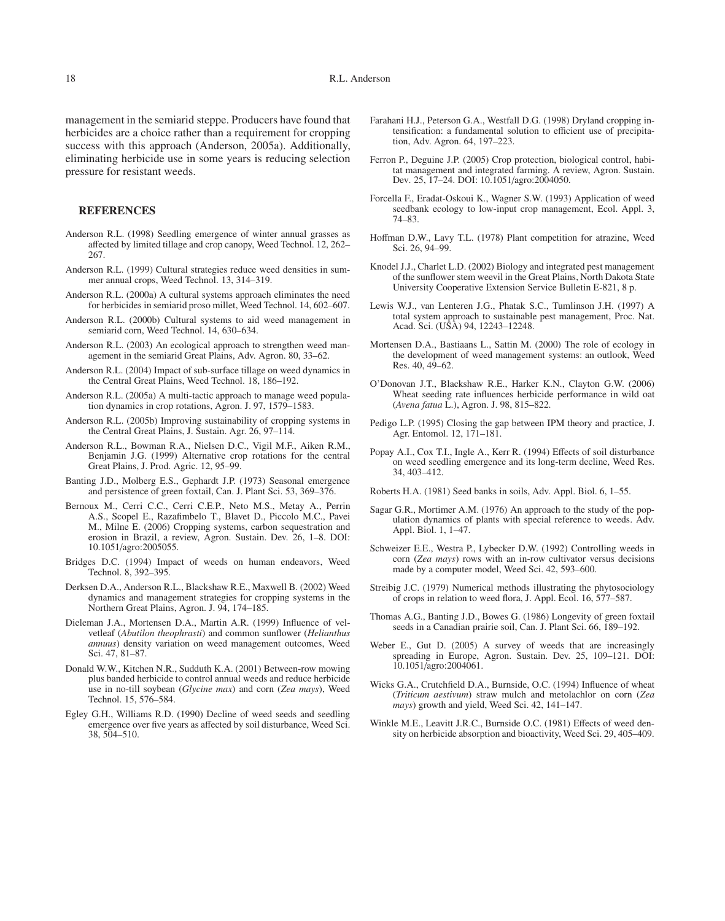management in the semiarid steppe. Producers have found that herbicides are a choice rather than a requirement for cropping success with this approach (Anderson, 2005a). Additionally, eliminating herbicide use in some years is reducing selection pressure for resistant weeds.

## REFERENCES

Anderson R.L. (1998) Seedling emergence of winter annual grasses as affected by limited tillage and crop canopy, Weed Technol. 12, 262–267.

Anderson R.L. (1999) Cultural strategies reduce weed densities in summer annual crops, Weed Technol. 13, 314–319.

Anderson R.L. (2000a) A cultural systems approach eliminates the need for herbicides in semiarid proso millet, Weed Technol. 14, 602–607.

Anderson R.L. (2000b) Cultural systems to aid weed management in semiarid corn, Weed Technol. 14, 630–634.

Anderson R.L. (2003) An ecological approach to strengthen weed management in the semiarid Great Plains, Adv. Agron. 80, 33–62.

Anderson R.L. (2004) Impact of sub-surface tillage on weed dynamics in the Central Great Plains, Weed Technol. 18, 186–192.

Anderson R.L. (2005a) A multi-tactic approach to manage weed population dynamics in crop rotations, Agron. J. 97, 1579–1583.

Anderson R.L. (2005b) Improving sustainability of cropping systems in the Central Great Plains, J. Sustain. Agr. 26, 97–114.

Anderson R.L., Bowman R.A., Nielsen D.C., Vigil M.F., Aiken R.M., Benjamin J.G. (1999) Alternative crop rotations for the central Great Plains, J. Prod. Agric. 12, 95–99.

Banting J.D., Molberg E.S., Gephardt J.P. (1973) Seasonal emergence and persistence of green foxtail, Can. J. Plant Sci. 53, 369–376.

Bernoux M., Cerri C.C., Cerri C.E.P., Neto M.S., Metay A., Perrin A.S., Scopel E., Razafimbelo T., Blavet D., Piccolo M.C., Pavei M., Milne E. (2006) Cropping systems, carbon sequestration and erosion in Brazil, a review, Agron. Sustain. Dev. 26, 1–8. DOI: 10.1051/agro:2005055.

Bridges D.C. (1994) Impact of weeds on human endeavors, Weed Technol. 8, 392–395.

Derksen D.A., Anderson R.L., Blackshaw R.E., Maxwell B. (2002) Weed dynamics and management strategies for cropping systems in the Northern Great Plains, Agron. J. 94, 174–185.

Dieleman J.A., Mortensen D.A., Martin A.R. (1999) Influence of velvetleaf (*Abutilon theophrasti*) and common sunflower (*Helianthus annuus*) density variation on weed management outcomes, Weed Sci. 47, 81–87.

Donald W.W., Kitchen N.R., Sudduth K.A. (2001) Between-row mowing plus banded herbicide to control annual weeds and reduce herbicide use in no-till soybean (*Glycine max*) and corn (*Zea mays*), Weed Technol. 15, 576–584.

Egley G.H., Williams R.D. (1990) Decline of weed seeds and seedling emergence over five years as affected by soil disturbance, Weed Sci. 38, 504–510.

Farahani H.J., Peterson G.A., Westfall D.G. (1998) Dryland cropping intensification: a fundamental solution to efficient use of precipitation, Adv. Agron. 64, 197–223.

Ferron P., Deguine J.P. (2005) Crop protection, biological control, habitat management and integrated farming. A review, Agron. Sustain. Dev. 25, 17–24. DOI: 10.1051/agro:2004050.

Forcella F., Eradat-Oskoui K., Wagner S.W. (1993) Application of weed seedbank ecology to low-input crop management, Ecol. Appl. 3, 74–83.

Hoffman D.W., Lavy T.L. (1978) Plant competition for atrazine, Weed Sci. 26, 94–99.

Knodel J.J., Charlet L.D. (2002) Biology and integrated pest management of the sunflower stem weevil in the Great Plains, North Dakota State University Cooperative Extension Service Bulletin E-821, 8 p.

Lewis W.J., van Lenteren J.G., Phatak S.C., Tumlinson J.H. (1997) A total system approach to sustainable pest management, Proc. Nat. Acad. Sci. (USA) 94, 12243–12248.

Mortensen D.A., Bastiaans L., Sattin M. (2000) The role of ecology in the development of weed management systems: an outlook, Weed Res. 40, 49–62.

O'Donovan J.T., Blackshaw R.E., Harker K.N., Clayton G.W. (2006) Wheat seeding rate influences herbicide performance in wild oat (*Avena fatua* L.), Agron. J. 98, 815–822.

Pedigo L.P. (1995) Closing the gap between IPM theory and practice, J. Agr. Entomol. 12, 171–181.

Popay A.I., Cox T.I., Ingle A., Kerr R. (1994) Effects of soil disturbance on weed seedling emergence and its long-term decline, Weed Res. 34, 403–412.

Roberts H.A. (1981) Seed banks in soils, Adv. Appl. Biol. 6, 1–55.

Sagar G.R., Mortimer A.M. (1976) An approach to the study of the population dynamics of plants with special reference to weeds. Adv. Appl. Biol. 1, 1–47.

Schweizer E.E., Westra P., Lybecker D.W. (1992) Controlling weeds in corn (*Zea mays*) rows with an in-row cultivator versus decisions made by a computer model, Weed Sci. 42, 593–600.

Streibig J.C. (1979) Numerical methods illustrating the phytosociology of crops in relation to weed flora, J. Appl. Ecol. 16, 577–587.

Thomas A.G., Banting J.D., Bowes G. (1986) Longevity of green foxtail seeds in a Canadian prairie soil, Can. J. Plant Sci. 66, 189–192.

Weber E., Gut D. (2005) A survey of weeds that are increasingly spreading in Europe, Agron. Sustain. Dev. 25, 109–121. DOI: 10.1051/agro:2004061.

Wicks G.A., Crutchfield D.A., Burnside, O.C. (1994) Influence of wheat (*Triticum aestivum*) straw mulch and metolachlor on corn (*Zea mays*) growth and yield, Weed Sci. 42, 141–147.

Winkle M.E., Leavitt J.R.C., Burnside O.C. (1981) Effects of weed density on herbicide absorption and bioactivity, Weed Sci. 29, 405–409.